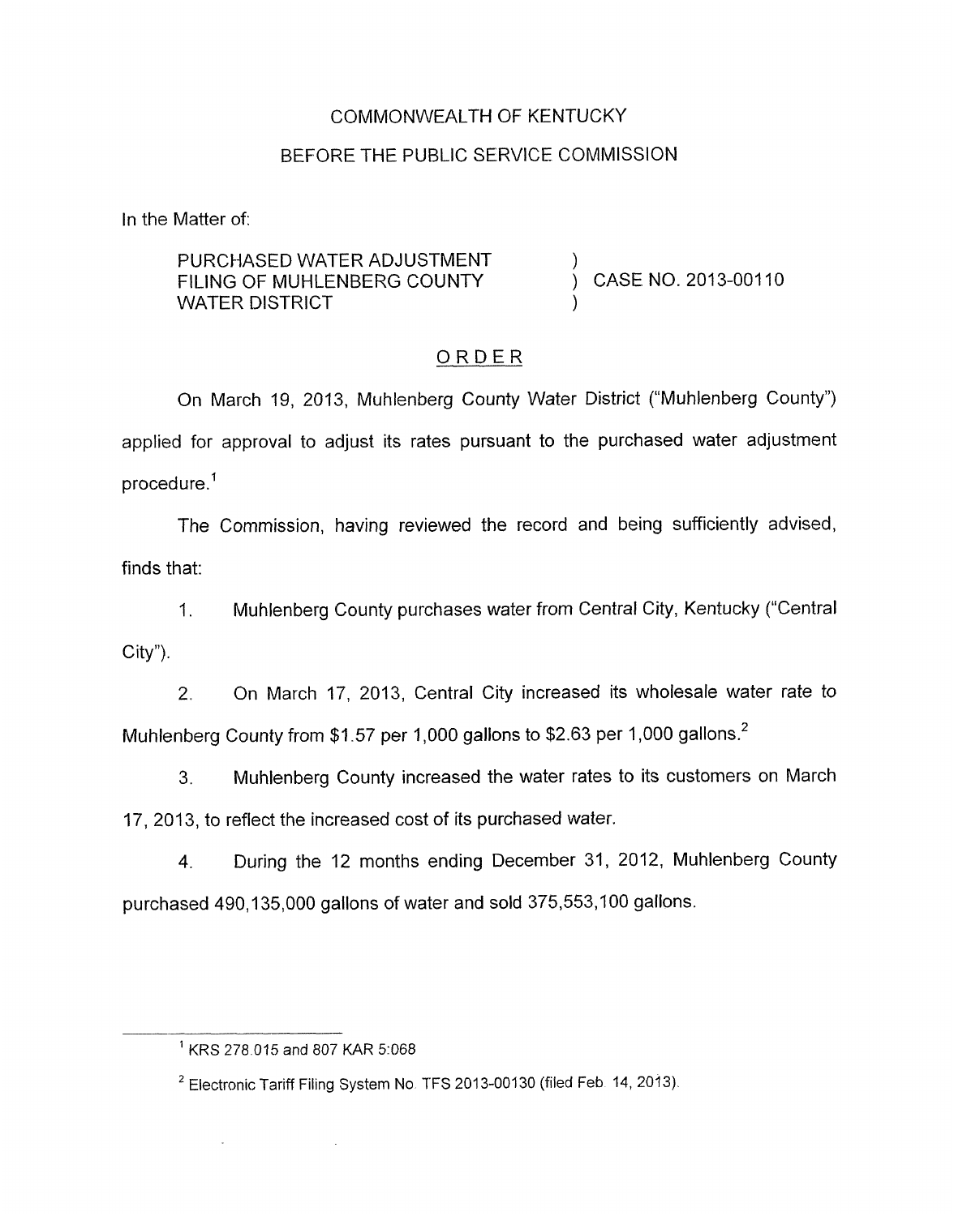COMMONWEALTH OF KENTUCKY

BEFORE THE PUBLIC SERVICE COMMISSION

In the Matter of:

| | | |
|---|---|---|
| PURCHASED WATER ADJUSTMENT FILING OF MUHLENBERG COUNTY WATER DISTRICT | ) ) ) | CASE NO. 2013-00110 |

ORDER

On March 19, 2013, Muhlenberg County Water District ("Muhlenberg County") applied for approval to adjust its rates pursuant to the purchased water adjustment procedure.[1]

The Commission, having reviewed the record and being sufficiently advised, finds that:

1. Muhlenberg County purchases water from Central City, Kentucky ("Central City").

2. On March 17, 2013, Central City increased its wholesale water rate to Muhlenberg County from $1.57 per 1,000 gallons to $2.63 per 1,000 gallons.[2]

3. Muhlenberg County increased the water rates to its customers on March 17, 2013, to reflect the increased cost of its purchased water.

4. During the 12 months ending December 31, 2012, Muhlenberg County purchased 490,135,000 gallons of water and sold 375,553,100 gallons.

---

[1] KRS 278.015 and 807 KAR 5:068

[2] Electronic Tariff Filing System No. TFS 2013-00130 (filed Feb. 14, 2013).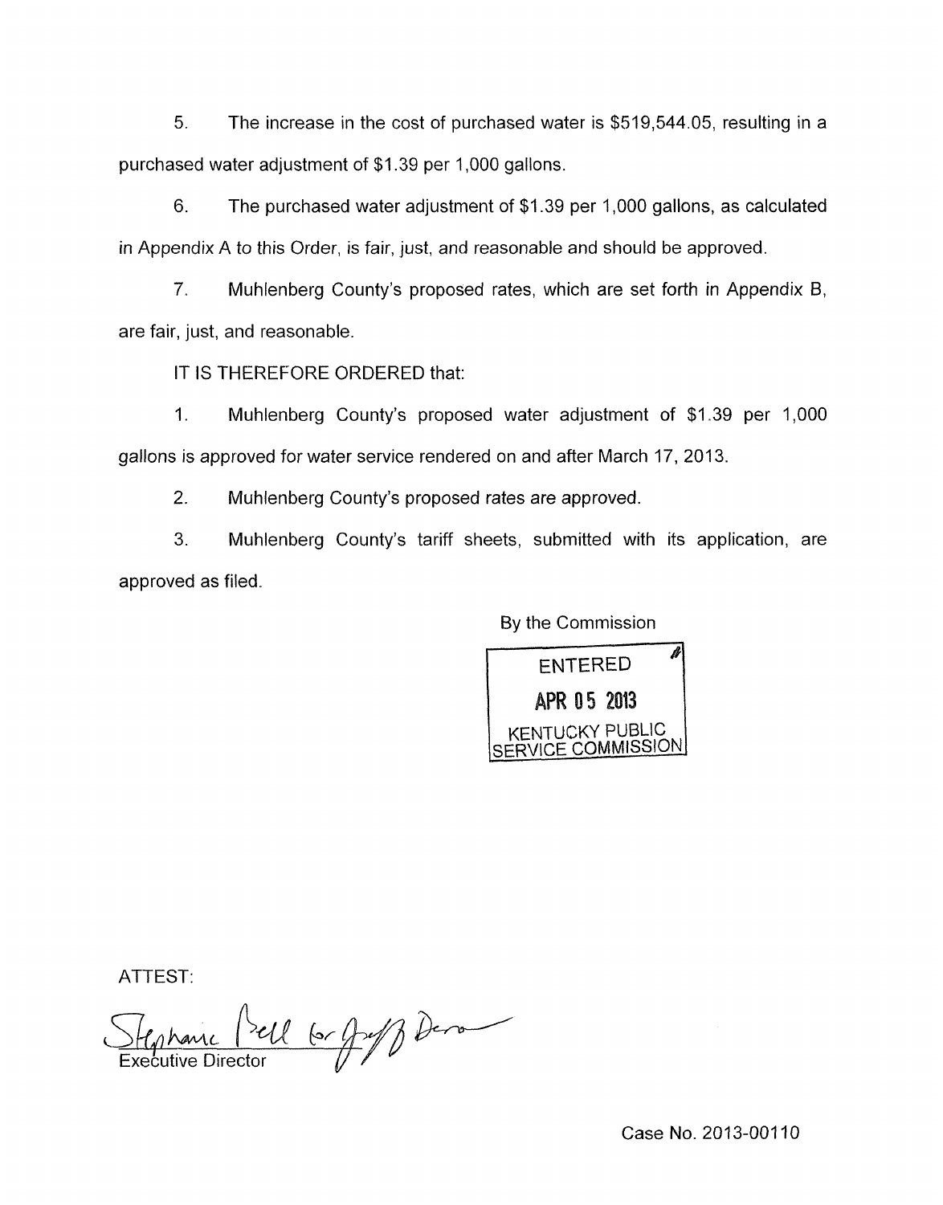5. The increase in the cost of purchased water is $519,544.05, resulting in a purchased water adjustment of $1.39 per 1,000 gallons.

6. The purchased water adjustment of $1.39 per 1,000 gallons, as calculated in Appendix A to this Order, is fair, just, and reasonable and should be approved.

7. Muhlenberg County's proposed rates, which are set forth in Appendix B, are fair, just, and reasonable.

IT IS THEREFORE ORDERED that:

1. Muhlenberg County's proposed water adjustment of $1.39 per 1,000 gallons is approved for water service rendered on and after March 17, 2013.

2. Muhlenberg County's proposed rates are approved.

3. Muhlenberg County's tariff sheets, submitted with its application, are approved as filed.

By the Commission

ENTERED
APR 05 2013
KENTUCKY PUBLIC SERVICE COMMISSION

ATTEST:

Stephanie Bell for Jeff Derouen
Executive Director

Case No. 2013-00110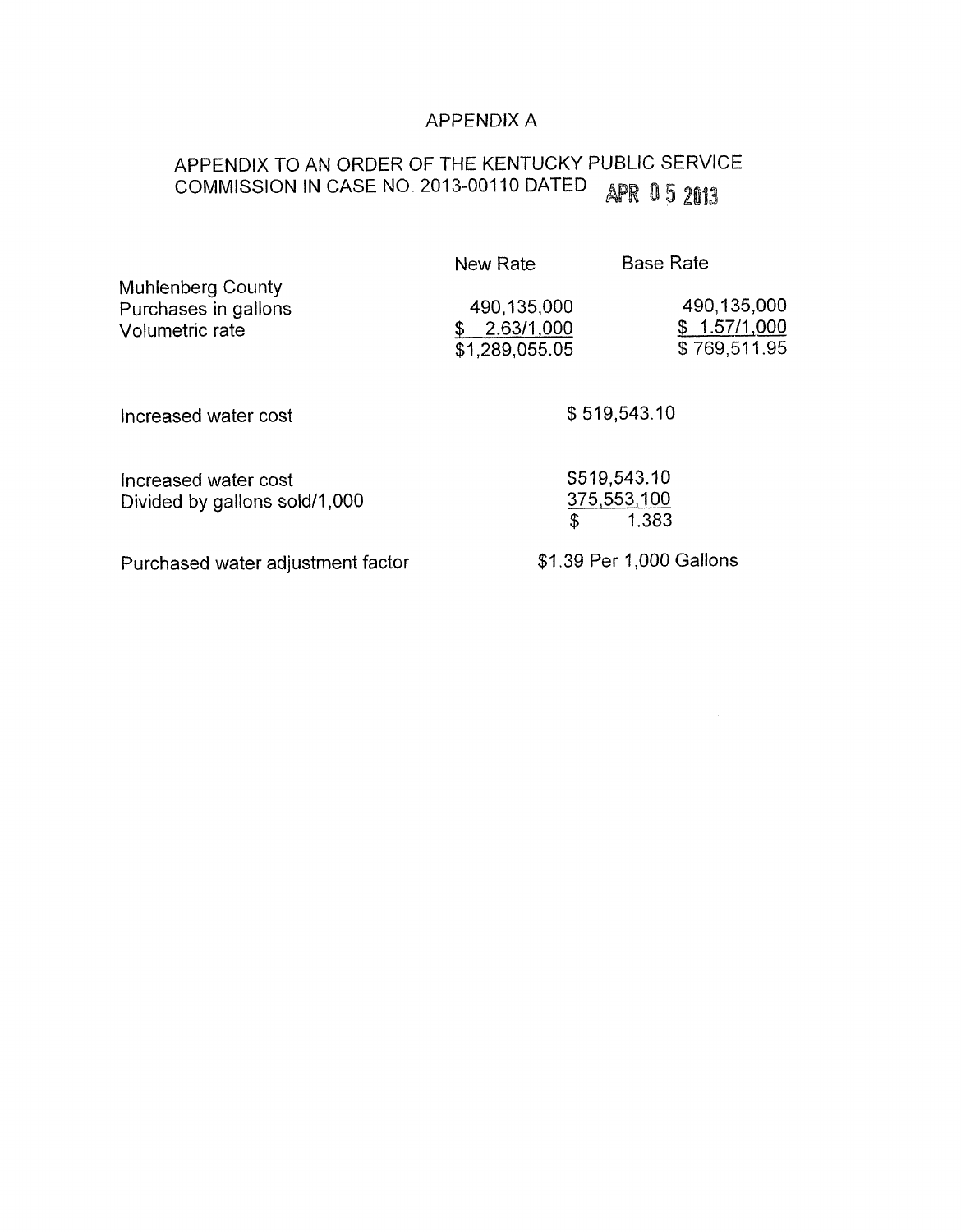# APPENDIX A

## APPENDIX TO AN ORDER OF THE KENTUCKY PUBLIC SERVICE COMMISSION IN CASE NO. 2013-00110 DATED APR 05 2013

| | New Rate | Base Rate |
|---|---|---|
| Muhlenberg County | | |
| Purchases in gallons | 490,135,000 | 490,135,000 |
| Volumetric rate | $ 2.63/1,000 | $ 1.57/1,000 |
| | $1,289,055.05 | $ 769,511.95 |

| | |
|---|---|
| Increased water cost | $ 519,543.10 |
| | |
| Increased water cost | $519,543.10 |
| Divided by gallons sold/1,000 | 375,553,100 |
| | $ 1.383 |
| | |
| Purchased water adjustment factor | $1.39 Per 1,000 Gallons |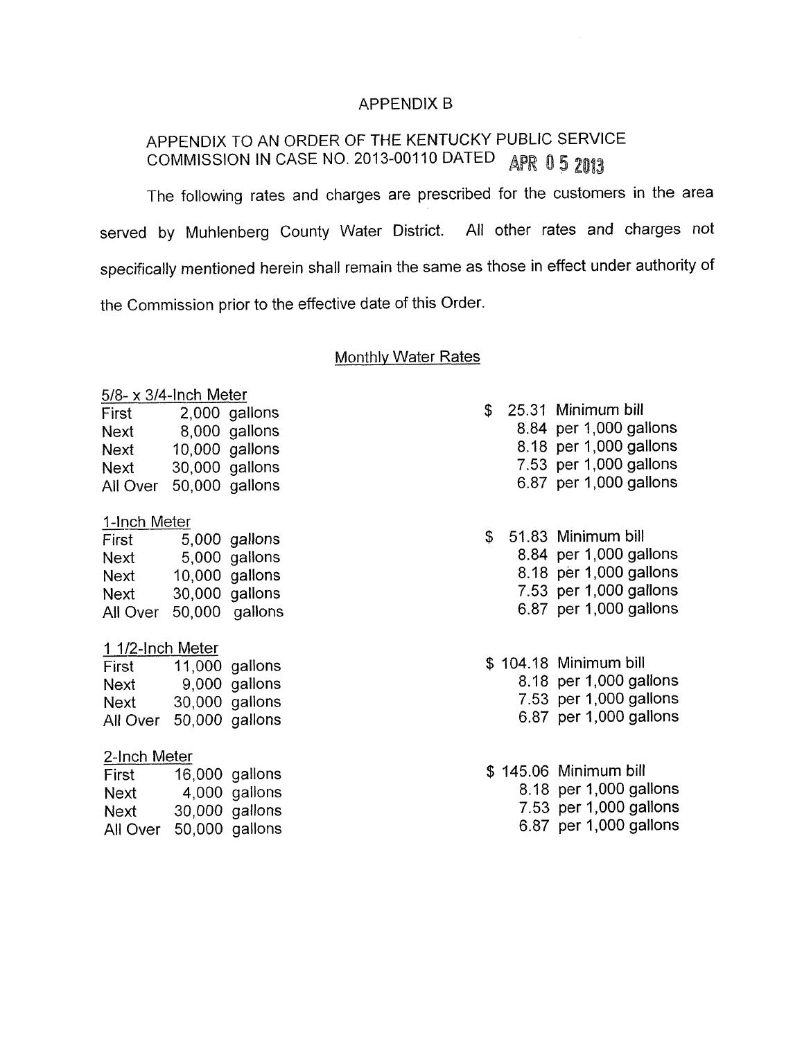APPENDIX B

APPENDIX TO AN ORDER OF THE KENTUCKY PUBLIC SERVICE COMMISSION IN CASE NO. 2013-00110 DATED APR 05 2013

The following rates and charges are prescribed for the customers in the area served by Muhlenberg County Water District. All other rates and charges not specifically mentioned herein shall remain the same as those in effect under authority of the Commission prior to the effective date of this Order.

Monthly Water Rates

5/8- x 3/4-Inch Meter

| | | |
|---|---|---|
| First | 2,000 gallons | $ 25.31 Minimum bill |
| Next | 8,000 gallons | 8.84 per 1,000 gallons |
| Next | 10,000 gallons | 8.18 per 1,000 gallons |
| Next | 30,000 gallons | 7.53 per 1,000 gallons |
| All Over | 50,000 gallons | 6.87 per 1,000 gallons |

1-Inch Meter

| | | |
|---|---|---|
| First | 5,000 gallons | $ 51.83 Minimum bill |
| Next | 5,000 gallons | 8.84 per 1,000 gallons |
| Next | 10,000 gallons | 8.18 per 1,000 gallons |
| Next | 30,000 gallons | 7.53 per 1,000 gallons |
| All Over | 50,000 gallons | 6.87 per 1,000 gallons |

1 1/2-Inch Meter

| | | |
|---|---|---|
| First | 11,000 gallons | $ 104.18 Minimum bill |
| Next | 9,000 gallons | 8.18 per 1,000 gallons |
| Next | 30,000 gallons | 7.53 per 1,000 gallons |
| All Over | 50,000 gallons | 6.87 per 1,000 gallons |

2-Inch Meter

| | | |
|---|---|---|
| First | 16,000 gallons | $ 145.06 Minimum bill |
| Next | 4,000 gallons | 8.18 per 1,000 gallons |
| Next | 30,000 gallons | 7.53 per 1,000 gallons |
| All Over | 50,000 gallons | 6.87 per 1,000 gallons |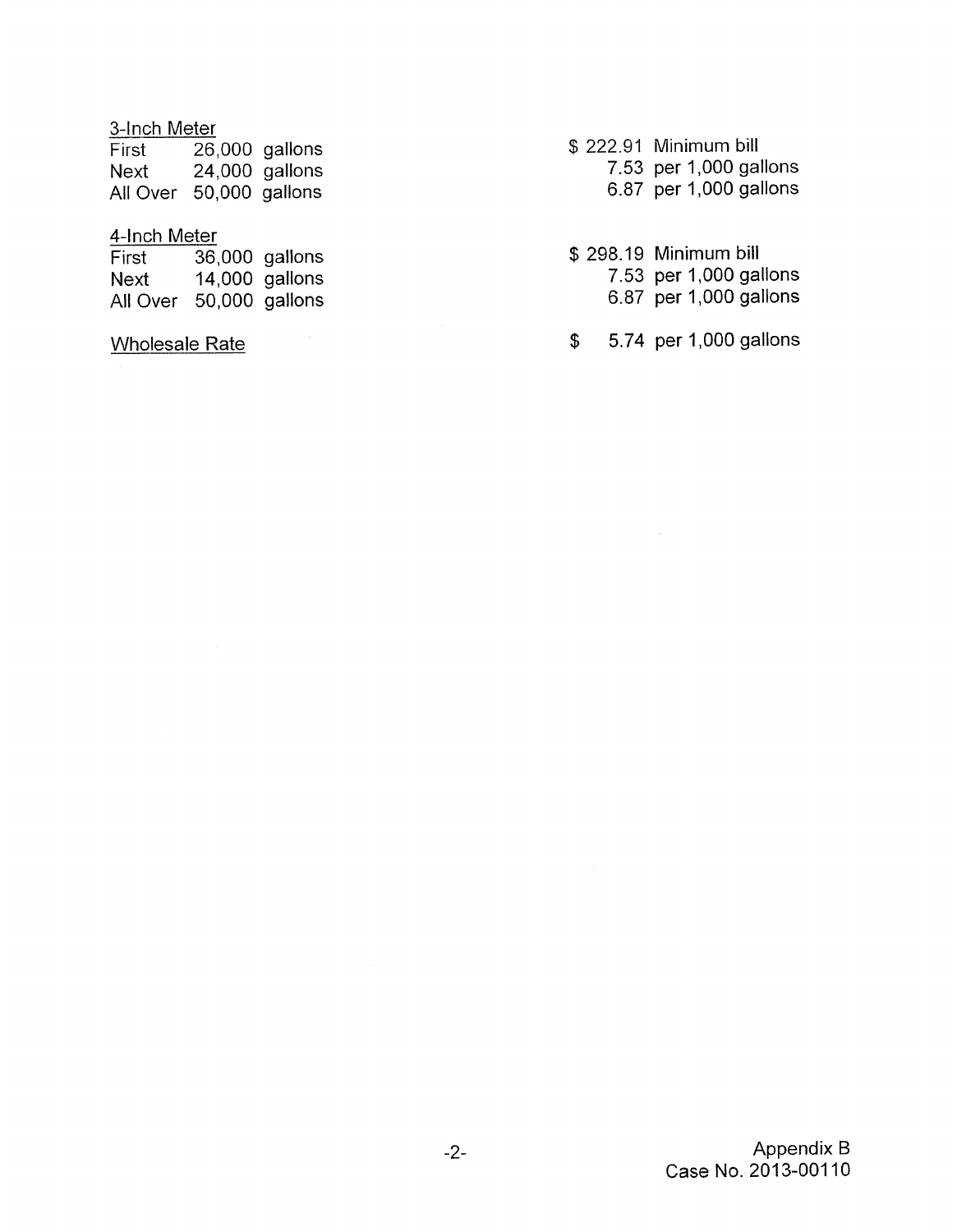3-Inch Meter

| | | |
|---|---|---|
| First | 26,000 gallons | $ 222.91 Minimum bill |
| Next | 24,000 gallons | 7.53 per 1,000 gallons |
| All Over | 50,000 gallons | 6.87 per 1,000 gallons |

4-Inch Meter

| | | |
|---|---|---|
| First | 36,000 gallons | $ 298.19 Minimum bill |
| Next | 14,000 gallons | 7.53 per 1,000 gallons |
| All Over | 50,000 gallons | 6.87 per 1,000 gallons |

Wholesale Rate $ 5.74 per 1,000 gallons

Appendix B
Case No. 2013-00110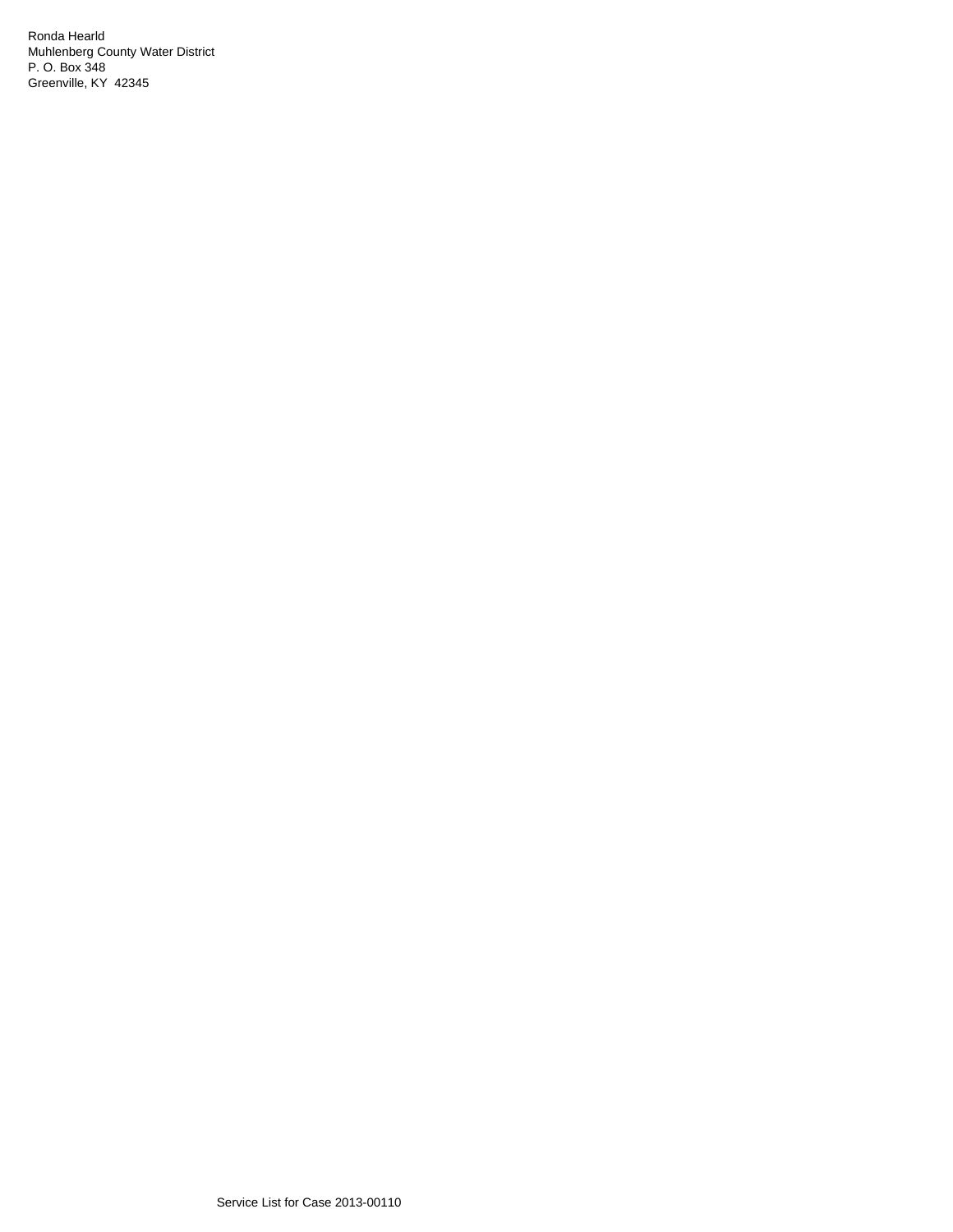Ronda Hearld
Muhlenberg County Water District
P. O. Box 348
Greenville, KY  42345